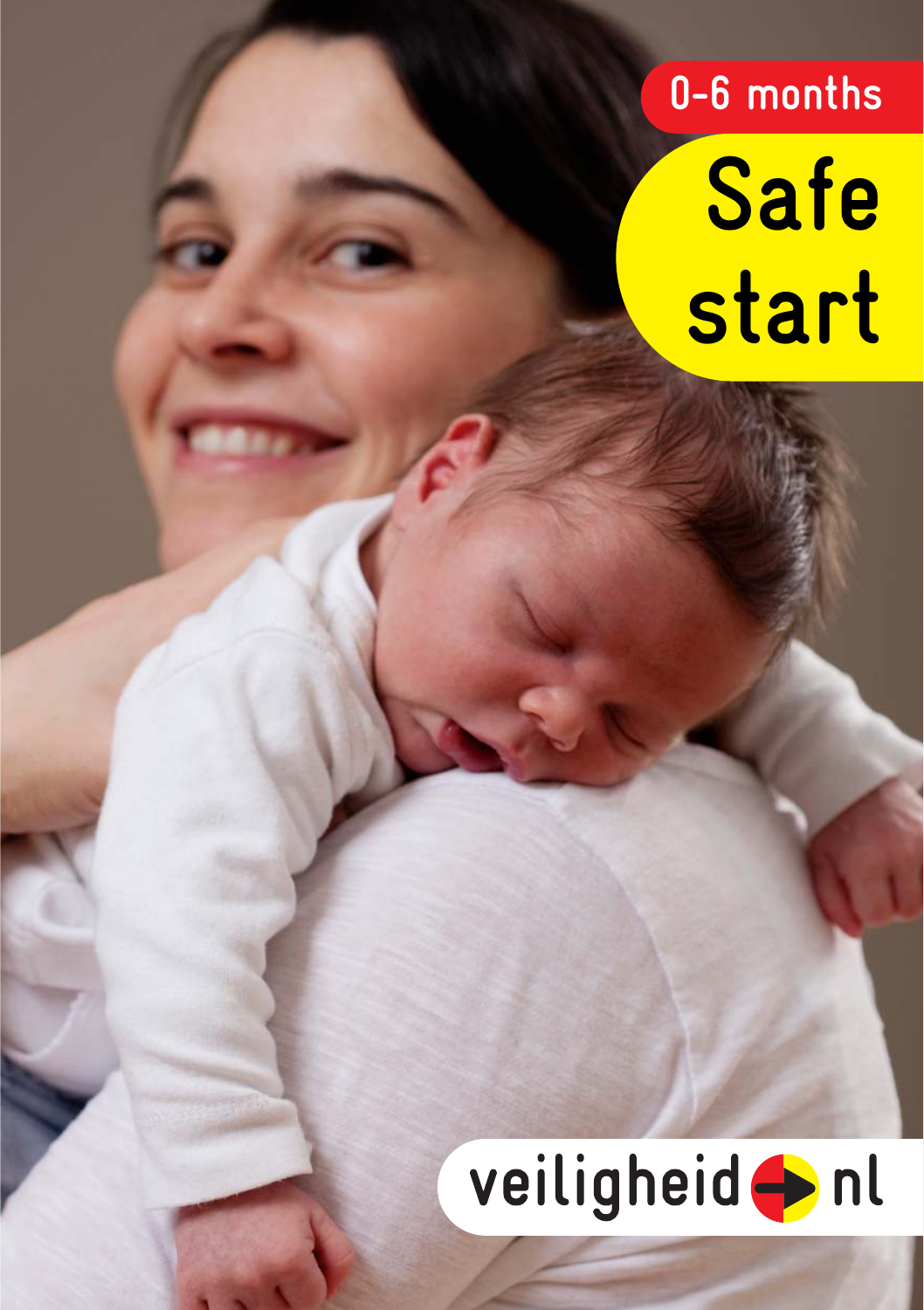0-6 months

# Safe start

veiligheid.nl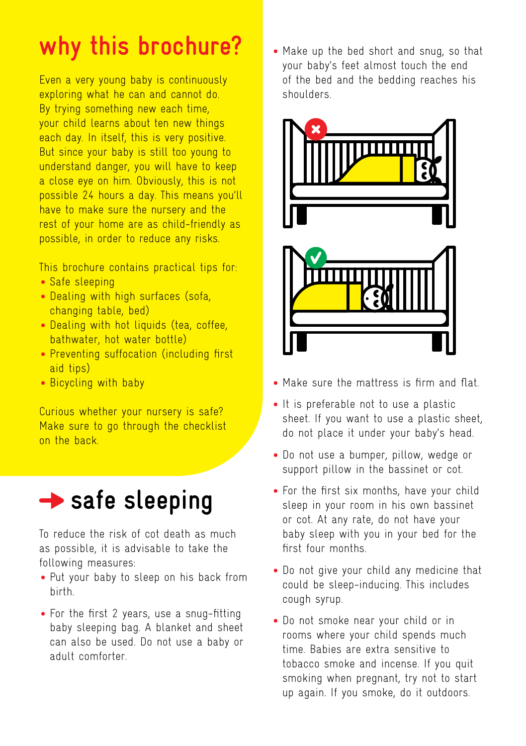# why this brochure?

Even a very young baby is continuously exploring what he can and cannot do. By trying something new each time, your child learns about ten new things each day. In itself, this is very positive. But since your baby is still too young to understand danger, you will have to keep a close eye on him. Obviously, this is not possible 24 hours a day. This means you'll have to make sure the nursery and the rest of your home are as child-friendly as possible, in order to reduce any risks.

This brochure contains practical tips for:

- Safe sleeping
- Dealing with high surfaces (sofa, changing table, bed)
- Dealing with hot liquids (tea, coffee, bathwater, hot water bottle)
- Preventing suffocation (including first aid tips)
- Bicycling with baby

Curious whether your nursery is safe? Make sure to go through the checklist on the back.

## safe sleeping

To reduce the risk of cot death as much as possible, it is advisable to take the following measures:

- Put your baby to sleep on his back from birth.
- For the first 2 years, use a snug-fitting baby sleeping bag. A blanket and sheet can also be used. Do not use a baby or adult comforter.
- Make up the bed short and snug, so that your baby's feet almost touch the end of the bed and the bedding reaches his shoulders.
- Make sure the mattress is firm and flat.
- It is preferable not to use a plastic sheet. If you want to use a plastic sheet, do not place it under your baby's head.
- Do not use a bumper, pillow, wedge or support pillow in the bassinet or cot.
- For the first six months, have your child sleep in your room in his own bassinet or cot. At any rate, do not have your baby sleep with you in your bed for the first four months.
- Do not give your child any medicine that could be sleep-inducing. This includes cough syrup.
- Do not smoke near your child or in rooms where your child spends much time. Babies are extra sensitive to tobacco smoke and incense. If you quit smoking when pregnant, try not to start up again. If you smoke, do it outdoors.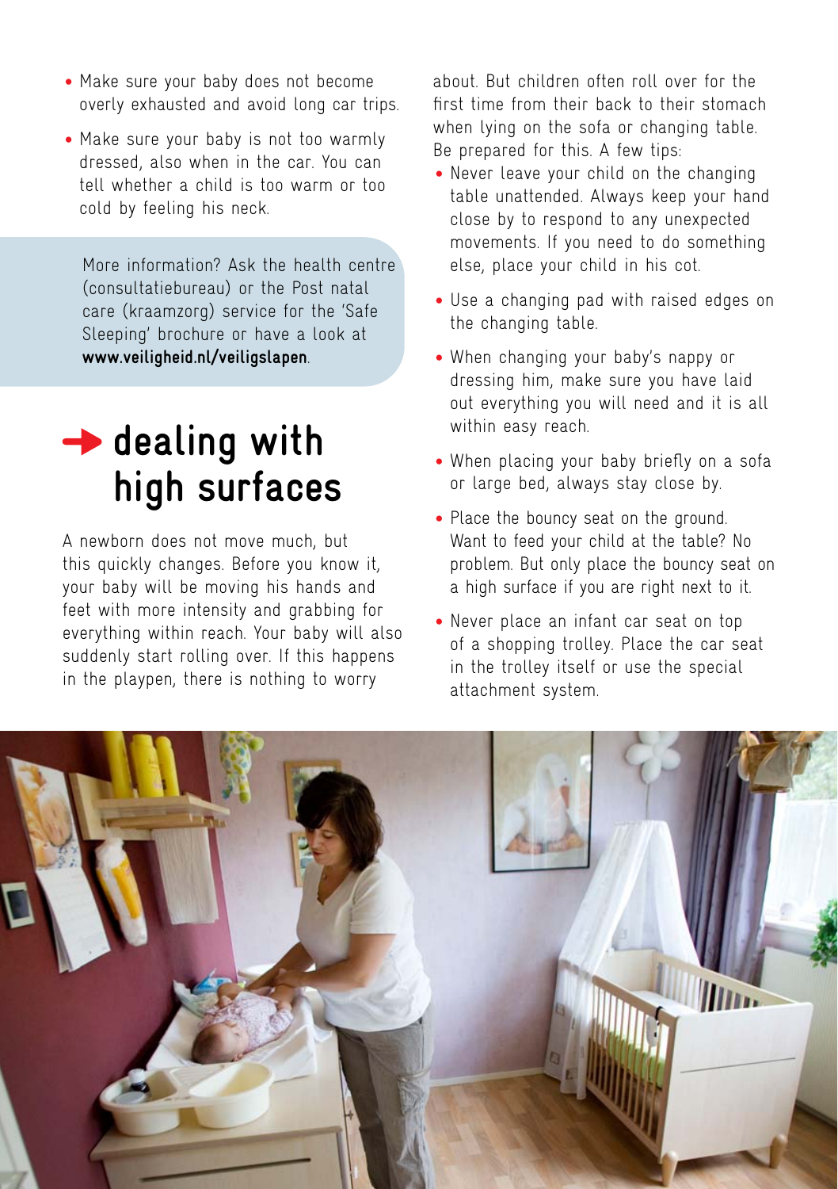- Make sure your baby does not become overly exhausted and avoid long car trips.
- Make sure your baby is not too warmly dressed, also when in the car. You can tell whether a child is too warm or too cold by feeling his neck.

More information? Ask the health centre (consultatiebureau) or the Post natal care (kraamzorg) service for the 'Safe Sleeping' brochure or have a look at **www.veiligheid.nl/veiligslapen**.

## dealing with high surfaces

A newborn does not move much, but this quickly changes. Before you know it, your baby will be moving his hands and feet with more intensity and grabbing for everything within reach. Your baby will also suddenly start rolling over. If this happens in the playpen, there is nothing to worry about. But children often roll over for the first time from their back to their stomach when lying on the sofa or changing table. Be prepared for this. A few tips:

- Never leave your child on the changing table unattended. Always keep your hand close by to respond to any unexpected movements. If you need to do something else, place your child in his cot.
- Use a changing pad with raised edges on the changing table.
- When changing your baby's nappy or dressing him, make sure you have laid out everything you will need and it is all within easy reach.
- When placing your baby briefly on a sofa or large bed, always stay close by.
- Place the bouncy seat on the ground. Want to feed your child at the table? No problem. But only place the bouncy seat on a high surface if you are right next to it.
- Never place an infant car seat on top of a shopping trolley. Place the car seat in the trolley itself or use the special attachment system.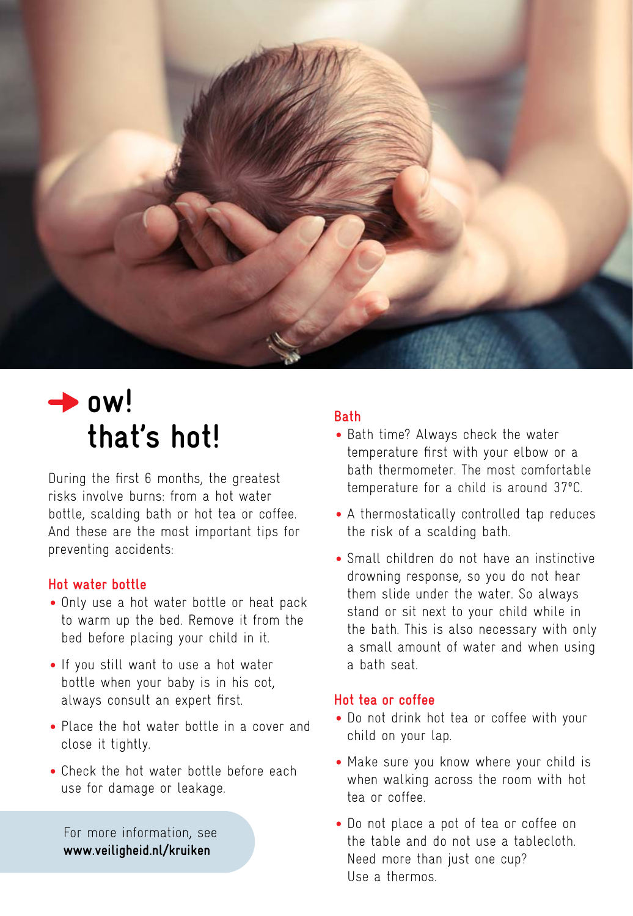# ow! that's hot!

During the first 6 months, the greatest risks involve burns: from a hot water bottle, scalding bath or hot tea or coffee. And these are the most important tips for preventing accidents:

### Hot water bottle

- Only use a hot water bottle or heat pack to warm up the bed. Remove it from the bed before placing your child in it.
- If you still want to use a hot water bottle when your baby is in his cot, always consult an expert first.
- Place the hot water bottle in a cover and close it tightly.
- Check the hot water bottle before each use for damage or leakage.

For more information, see **www.veiligheid.nl/kruiken**

### Bath

- Bath time? Always check the water temperature first with your elbow or a bath thermometer. The most comfortable temperature for a child is around 37°C.
- A thermostatically controlled tap reduces the risk of a scalding bath.
- Small children do not have an instinctive drowning response, so you do not hear them slide under the water. So always stand or sit next to your child while in the bath. This is also necessary with only a small amount of water and when using a bath seat.

### Hot tea or coffee

- Do not drink hot tea or coffee with your child on your lap.
- Make sure you know where your child is when walking across the room with hot tea or coffee.
- Do not place a pot of tea or coffee on the table and do not use a tablecloth. Need more than just one cup? Use a thermos.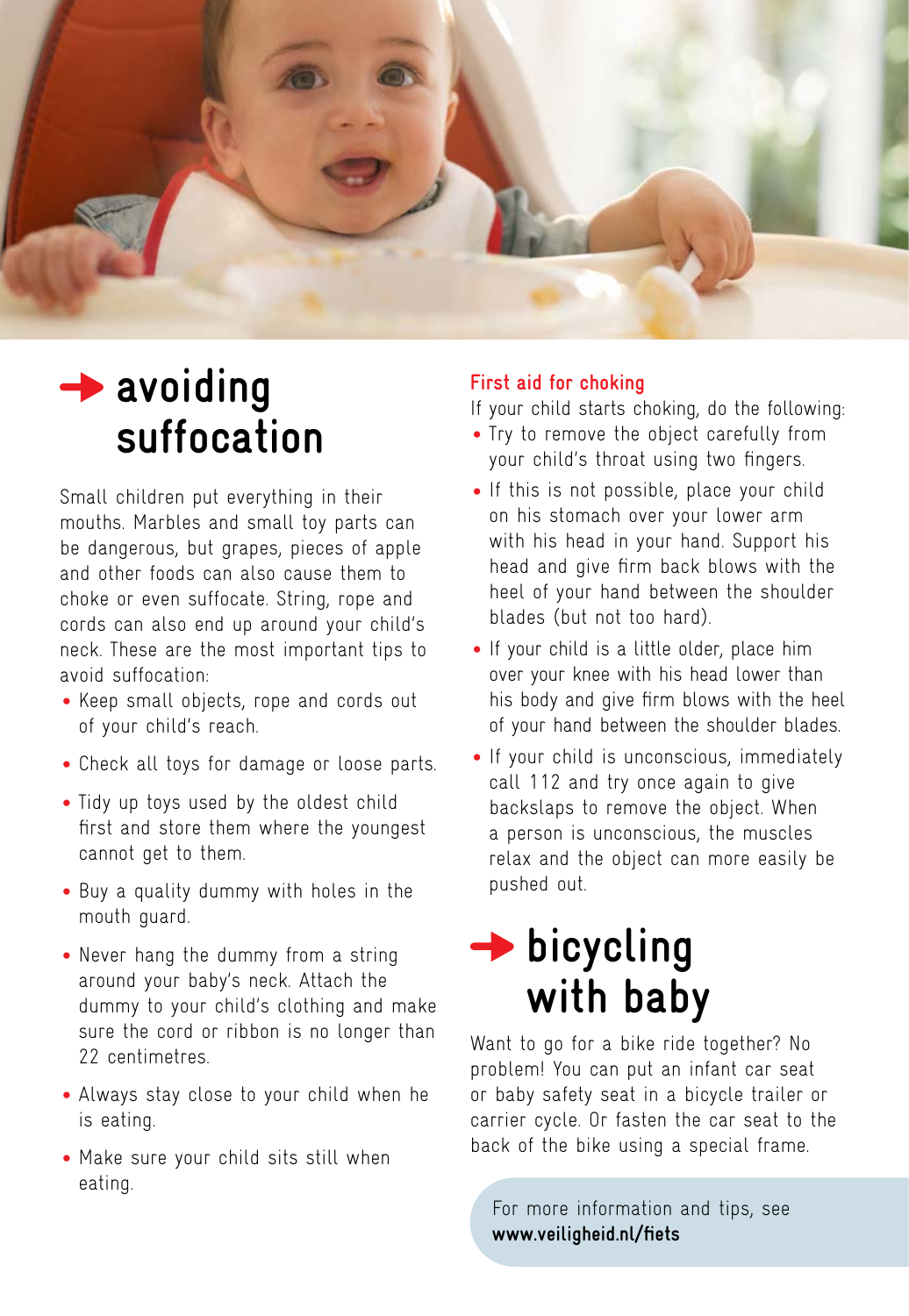# avoiding suffocation

Small children put everything in their mouths. Marbles and small toy parts can be dangerous, but grapes, pieces of apple and other foods can also cause them to choke or even suffocate. String, rope and cords can also end up around your child's neck. These are the most important tips to avoid suffocation:

- Keep small objects, rope and cords out of your child's reach.
- Check all toys for damage or loose parts.
- Tidy up toys used by the oldest child first and store them where the youngest cannot get to them.
- Buy a quality dummy with holes in the mouth guard.
- Never hang the dummy from a string around your baby's neck. Attach the dummy to your child's clothing and make sure the cord or ribbon is no longer than 22 centimetres.
- Always stay close to your child when he is eating.
- Make sure your child sits still when eating.

### First aid for choking

If your child starts choking, do the following:

- Try to remove the object carefully from your child's throat using two fingers.
- If this is not possible, place your child on his stomach over your lower arm with his head in your hand. Support his head and give firm back blows with the heel of your hand between the shoulder blades (but not too hard).
- If your child is a little older, place him over your knee with his head lower than his body and give firm blows with the heel of your hand between the shoulder blades.
- If your child is unconscious, immediately call 112 and try once again to give backslaps to remove the object. When a person is unconscious, the muscles relax and the object can more easily be pushed out.

# bicycling with baby

Want to go for a bike ride together? No problem! You can put an infant car seat or baby safety seat in a bicycle trailer or carrier cycle. Or fasten the car seat to the back of the bike using a special frame.

For more information and tips, see **www.veiligheid.nl/fiets**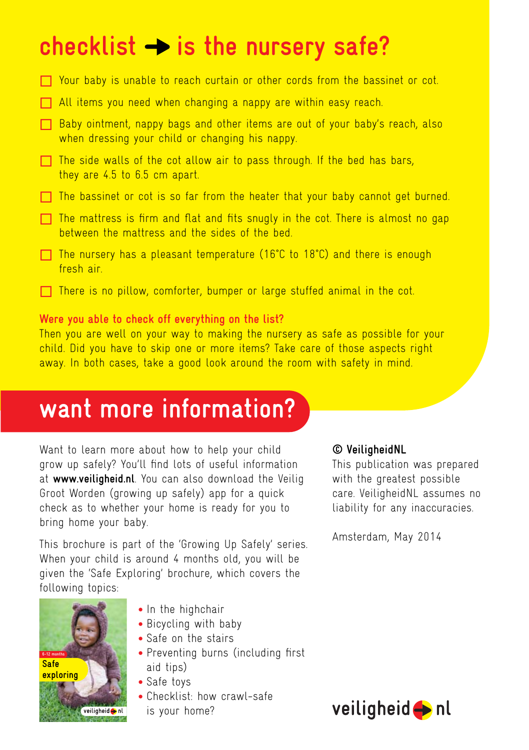# checklist → is the nursery safe?

- [ ] Your baby is unable to reach curtain or other cords from the bassinet or cot.
- [ ] All items you need when changing a nappy are within easy reach.
- [ ] Baby ointment, nappy bags and other items are out of your baby's reach, also when dressing your child or changing his nappy.
- [ ] The side walls of the cot allow air to pass through. If the bed has bars, they are 4.5 to 6.5 cm apart.
- [ ] The bassinet or cot is so far from the heater that your baby cannot get burned.
- [ ] The mattress is firm and flat and fits snugly in the cot. There is almost no gap between the mattress and the sides of the bed.
- [ ] The nursery has a pleasant temperature (16°C to 18°C) and there is enough fresh air.
- [ ] There is no pillow, comforter, bumper or large stuffed animal in the cot.

**Were you able to check off everything on the list?**
Then you are well on your way to making the nursery as safe as possible for your child. Did you have to skip one or more items? Take care of those aspects right away. In both cases, take a good look around the room with safety in mind.

## want more information?

Want to learn more about how to help your child grow up safely? You'll find lots of useful information at **www.veiligheid.nl**. You can also download the Veilig Groot Worden (growing up safely) app for a quick check as to whether your home is ready for you to bring home your baby.

This brochure is part of the 'Growing Up Safely' series. When your child is around 4 months old, you will be given the 'Safe Exploring' brochure, which covers the following topics:

6-12 months
Safe exploring
veiligheid nl

- In the highchair
- Bicycling with baby
- Safe on the stairs
- Preventing burns (including first aid tips)
- Safe toys
- Checklist: how crawl-safe is your home?

**© VeiligheidNL**
This publication was prepared with the greatest possible care. VeiligheidNL assumes no liability for any inaccuracies.

Amsterdam, May 2014

veiligheid nl